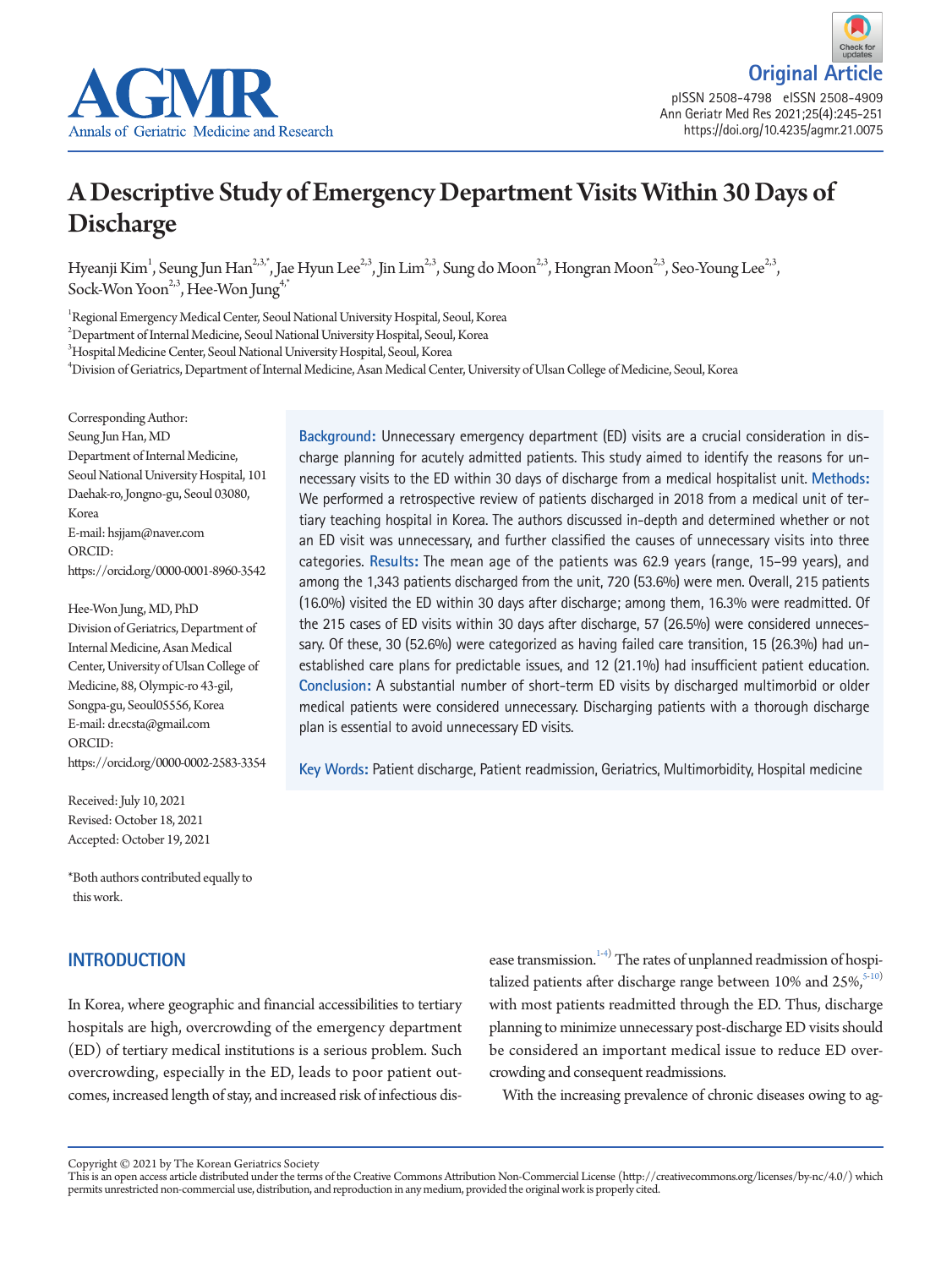Original Article

# A Descriptive Study of Emergency Department Visits Within 30 Days of Discharge

Hyeanji Kim[1], Seung Jun Han[2,3,*], Jae Hyun Lee[2,3], Jin Lim[2,3], Sung do Moon[2,3], Hongran Moon[2,3], Seo-Young Lee[2,3], Sock-Won Yoon[2,3], Hee-Won Jung[4,*]

[1]Regional Emergency Medical Center, Seoul National University Hospital, Seoul, Korea
[2]Department of Internal Medicine, Seoul National University Hospital, Seoul, Korea
[3]Hospital Medicine Center, Seoul National University Hospital, Seoul, Korea
[4]Division of Geriatrics, Department of Internal Medicine, Asan Medical Center, University of Ulsan College of Medicine, Seoul, Korea

Corresponding Author:
Seung Jun Han, MD
Department of Internal Medicine, Seoul National University Hospital, 101 Daehak-ro, Jongno-gu, Seoul 03080, Korea
E-mail: hsjjam@naver.com
ORCID: https://orcid.org/0000-0001-8960-3542

Hee-Won Jung, MD, PhD
Division of Geriatrics, Department of Internal Medicine, Asan Medical Center, University of Ulsan College of Medicine, 88, Olympic-ro 43-gil, Songpa-gu, Seoul05556, Korea
E-mail: dr.ecsta@gmail.com
ORCID: https://orcid.org/0000-0002-2583-3354

Received: July 10, 2021
Revised: October 18, 2021
Accepted: October 19, 2021

*Both authors contributed equally to this work.

**Background:** Unnecessary emergency department (ED) visits are a crucial consideration in discharge planning for acutely admitted patients. This study aimed to identify the reasons for unnecessary visits to the ED within 30 days of discharge from a medical hospitalist unit. **Methods:** We performed a retrospective review of patients discharged in 2018 from a medical unit of tertiary teaching hospital in Korea. The authors discussed in-depth and determined whether or not an ED visit was unnecessary, and further classified the causes of unnecessary visits into three categories. **Results:** The mean age of the patients was 62.9 years (range, 15–99 years), and among the 1,343 patients discharged from the unit, 720 (53.6%) were men. Overall, 215 patients (16.0%) visited the ED within 30 days after discharge; among them, 16.3% were readmitted. Of the 215 cases of ED visits within 30 days after discharge, 57 (26.5%) were considered unnecessary. Of these, 30 (52.6%) were categorized as having failed care transition, 15 (26.3%) had unestablished care plans for predictable issues, and 12 (21.1%) had insufficient patient education. **Conclusion:** A substantial number of short-term ED visits by discharged multimorbid or older medical patients were considered unnecessary. Discharging patients with a thorough discharge plan is essential to avoid unnecessary ED visits.

**Key Words:** Patient discharge, Patient readmission, Geriatrics, Multimorbidity, Hospital medicine

## INTRODUCTION

In Korea, where geographic and financial accessibilities to tertiary hospitals are high, overcrowding of the emergency department (ED) of tertiary medical institutions is a serious problem. Such overcrowding, especially in the ED, leads to poor patient outcomes, increased length of stay, and increased risk of infectious disease transmission.[1-4] The rates of unplanned readmission of hospitalized patients after discharge range between 10% and 25%,[5-10] with most patients readmitted through the ED. Thus, discharge planning to minimize unnecessary post-discharge ED visits should be considered an important medical issue to reduce ED overcrowding and consequent readmissions.

With the increasing prevalence of chronic diseases owing to ag-

Copyright © 2021 by The Korean Geriatrics Society
This is an open access article distributed under the terms of the Creative Commons Attribution Non-Commercial License (http://creativecommons.org/licenses/by-nc/4.0/) which permits unrestricted non-commercial use, distribution, and reproduction in any medium, provided the original work is properly cited.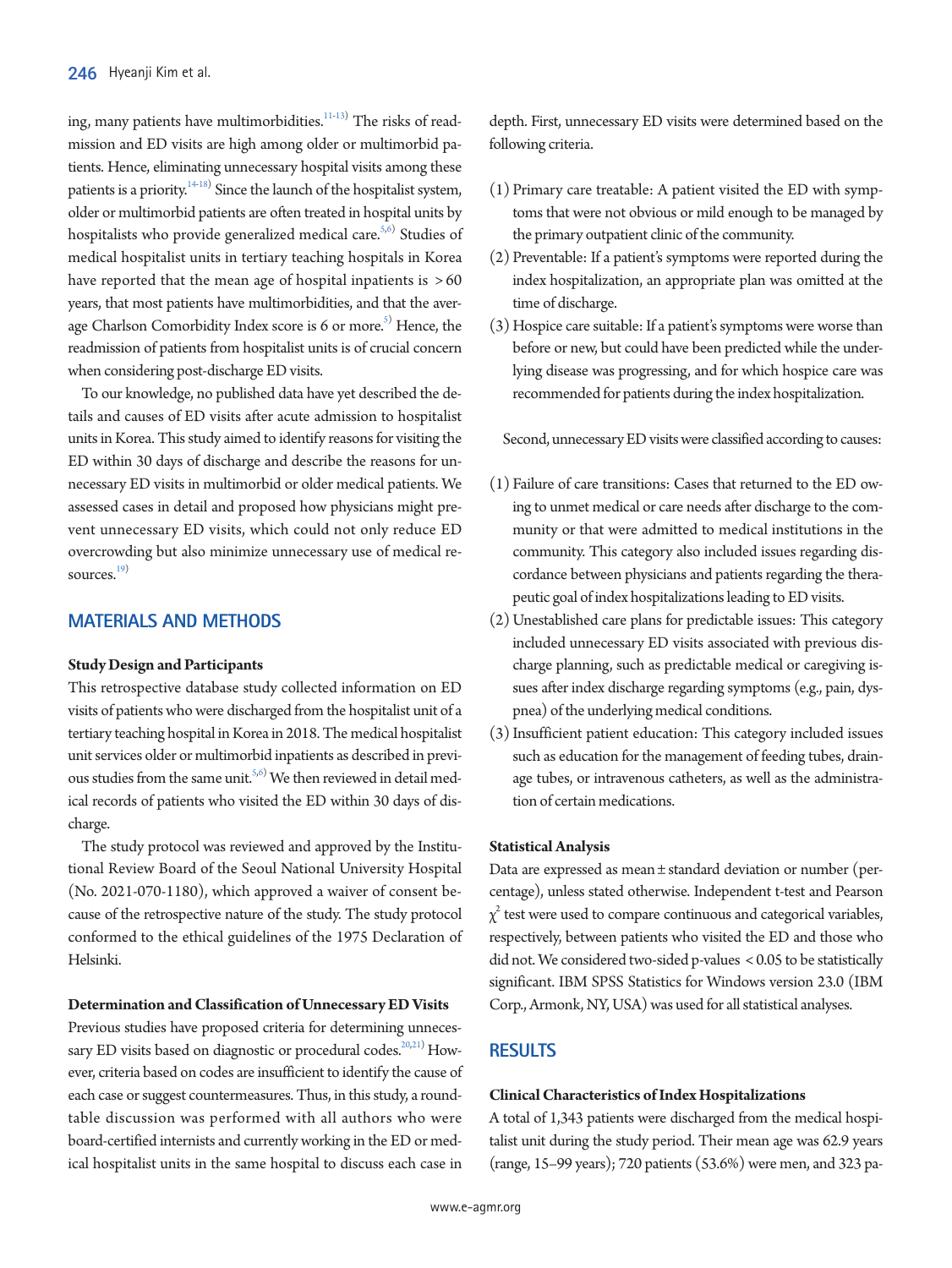ing, many patients have multimorbidities.[11-13] The risks of readmission and ED visits are high among older or multimorbid patients. Hence, eliminating unnecessary hospital visits among these patients is a priority.[14-18] Since the launch of the hospitalist system, older or multimorbid patients are often treated in hospital units by hospitalists who provide generalized medical care.[5,6] Studies of medical hospitalist units in tertiary teaching hospitals in Korea have reported that the mean age of hospital inpatients is >60 years, that most patients have multimorbidities, and that the average Charlson Comorbidity Index score is 6 or more.[5] Hence, the readmission of patients from hospitalist units is of crucial concern when considering post-discharge ED visits.

To our knowledge, no published data have yet described the details and causes of ED visits after acute admission to hospitalist units in Korea. This study aimed to identify reasons for visiting the ED within 30 days of discharge and describe the reasons for unnecessary ED visits in multimorbid or older medical patients. We assessed cases in detail and proposed how physicians might prevent unnecessary ED visits, which could not only reduce ED overcrowding but also minimize unnecessary use of medical resources.[19]

## MATERIALS AND METHODS

### Study Design and Participants

This retrospective database study collected information on ED visits of patients who were discharged from the hospitalist unit of a tertiary teaching hospital in Korea in 2018. The medical hospitalist unit services older or multimorbid inpatients as described in previous studies from the same unit.[5,6] We then reviewed in detail medical records of patients who visited the ED within 30 days of discharge.

The study protocol was reviewed and approved by the Institutional Review Board of the Seoul National University Hospital (No. 2021-070-1180), which approved a waiver of consent because of the retrospective nature of the study. The study protocol conformed to the ethical guidelines of the 1975 Declaration of Helsinki.

### Determination and Classification of Unnecessary ED Visits

Previous studies have proposed criteria for determining unnecessary ED visits based on diagnostic or procedural codes.[20,21] However, criteria based on codes are insufficient to identify the cause of each case or suggest countermeasures. Thus, in this study, a roundtable discussion was performed with all authors who were board-certified internists and currently working in the ED or medical hospitalist units in the same hospital to discuss each case in depth. First, unnecessary ED visits were determined based on the following criteria.

(1) Primary care treatable: A patient visited the ED with symptoms that were not obvious or mild enough to be managed by the primary outpatient clinic of the community.
(2) Preventable: If a patient's symptoms were reported during the index hospitalization, an appropriate plan was omitted at the time of discharge.
(3) Hospice care suitable: If a patient's symptoms were worse than before or new, but could have been predicted while the underlying disease was progressing, and for which hospice care was recommended for patients during the index hospitalization.

Second, unnecessary ED visits were classified according to causes:

(1) Failure of care transitions: Cases that returned to the ED owing to unmet medical or care needs after discharge to the community or that were admitted to medical institutions in the community. This category also included issues regarding discordance between physicians and patients regarding the therapeutic goal of index hospitalizations leading to ED visits.
(2) Unestablished care plans for predictable issues: This category included unnecessary ED visits associated with previous discharge planning, such as predictable medical or caregiving issues after index discharge regarding symptoms (e.g., pain, dyspnea) of the underlying medical conditions.
(3) Insufficient patient education: This category included issues such as education for the management of feeding tubes, drainage tubes, or intravenous catheters, as well as the administration of certain medications.

### Statistical Analysis

Data are expressed as mean ± standard deviation or number (percentage), unless stated otherwise. Independent t-test and Pearson $\chi^2$ test were used to compare continuous and categorical variables, respectively, between patients who visited the ED and those who did not. We considered two-sided p-values $< 0.05$ to be statistically significant. IBM SPSS Statistics for Windows version 23.0 (IBM Corp., Armonk, NY, USA) was used for all statistical analyses.

## RESULTS

### Clinical Characteristics of Index Hospitalizations

A total of 1,343 patients were discharged from the medical hospitalist unit during the study period. Their mean age was 62.9 years (range, 15–99 years); 720 patients (53.6%) were men, and 323 pa-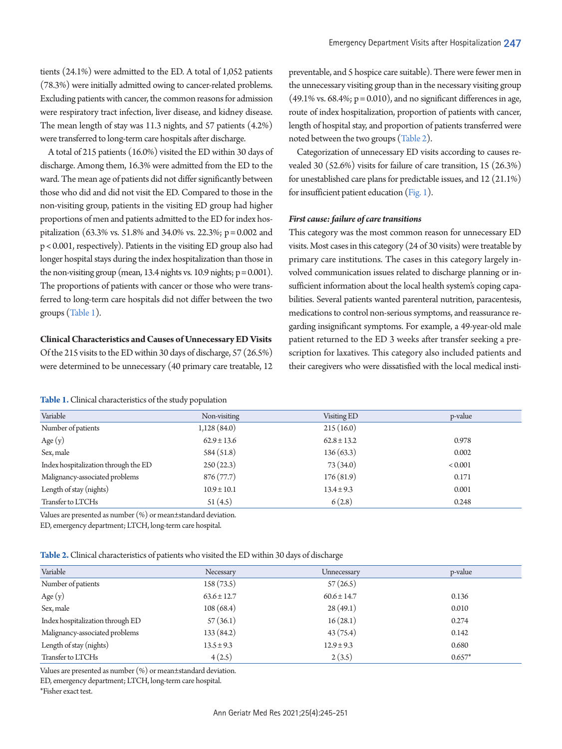tients (24.1%) were admitted to the ED. A total of 1,052 patients (78.3%) were initially admitted owing to cancer-related problems. Excluding patients with cancer, the common reasons for admission were respiratory tract infection, liver disease, and kidney disease. The mean length of stay was 11.3 nights, and 57 patients (4.2%) were transferred to long-term care hospitals after discharge.

A total of 215 patients (16.0%) visited the ED within 30 days of discharge. Among them, 16.3% were admitted from the ED to the ward. The mean age of patients did not differ significantly between those who did and did not visit the ED. Compared to those in the non-visiting group, patients in the visiting ED group had higher proportions of men and patients admitted to the ED for index hospitalization (63.3% vs. 51.8% and 34.0% vs. 22.3%; p=0.002 and p<0.001, respectively). Patients in the visiting ED group also had longer hospital stays during the index hospitalization than those in the non-visiting group (mean, 13.4 nights vs. 10.9 nights; p=0.001). The proportions of patients with cancer or those who were transferred to long-term care hospitals did not differ between the two groups (Table 1).

**Clinical Characteristics and Causes of Unnecessary ED Visits**

Of the 215 visits to the ED within 30 days of discharge, 57 (26.5%) were determined to be unnecessary (40 primary care treatable, 12 preventable, and 5 hospice care suitable). There were fewer men in the unnecessary visiting group than in the necessary visiting group (49.1% vs. 68.4%; p=0.010), and no significant differences in age, route of index hospitalization, proportion of patients with cancer, length of hospital stay, and proportion of patients transferred were noted between the two groups (Table 2).

Categorization of unnecessary ED visits according to causes revealed 30 (52.6%) visits for failure of care transition, 15 (26.3%) for unestablished care plans for predictable issues, and 12 (21.1%) for insufficient patient education (Fig. 1).

***First cause: failure of care transitions***

This category was the most common reason for unnecessary ED visits. Most cases in this category (24 of 30 visits) were treatable by primary care institutions. The cases in this category largely involved communication issues related to discharge planning or insufficient information about the local health system's coping capabilities. Several patients wanted parenteral nutrition, paracentesis, medications to control non-serious symptoms, and reassurance regarding insignificant symptoms. For example, a 49-year-old male patient returned to the ED 3 weeks after transfer seeking a prescription for laxatives. This category also included patients and their caregivers who were dissatisfied with the local medical insti-

**Table 1.** Clinical characteristics of the study population

| Variable | Non-visiting | Visiting ED | p-value |
|---|---|---|---|
| Number of patients | 1,128 (84.0) | 215 (16.0) | |
| Age (y) | 62.9±13.6 | 62.8±13.2 | 0.978 |
| Sex, male | 584 (51.8) | 136 (63.3) | 0.002 |
| Index hospitalization through the ED | 250 (22.3) | 73 (34.0) | <0.001 |
| Malignancy-associated problems | 876 (77.7) | 176 (81.9) | 0.171 |
| Length of stay (nights) | 10.9±10.1 | 13.4±9.3 | 0.001 |
| Transfer to LTCHs | 51 (4.5) | 6 (2.8) | 0.248 |

Values are presented as number (%) or mean±standard deviation.
ED, emergency department; LTCH, long-term care hospital.

**Table 2.** Clinical characteristics of patients who visited the ED within 30 days of discharge

| Variable | Necessary | Unnecessary | p-value |
|---|---|---|---|
| Number of patients | 158 (73.5) | 57 (26.5) | |
| Age (y) | 63.6±12.7 | 60.6±14.7 | 0.136 |
| Sex, male | 108 (68.4) | 28 (49.1) | 0.010 |
| Index hospitalization through ED | 57 (36.1) | 16 (28.1) | 0.274 |
| Malignancy-associated problems | 133 (84.2) | 43 (75.4) | 0.142 |
| Length of stay (nights) | 13.5±9.3 | 12.9±9.3 | 0.680 |
| Transfer to LTCHs | 4 (2.5) | 2 (3.5) | 0.657* |

Values are presented as number (%) or mean±standard deviation.
ED, emergency department; LTCH, long-term care hospital.
*Fisher exact test.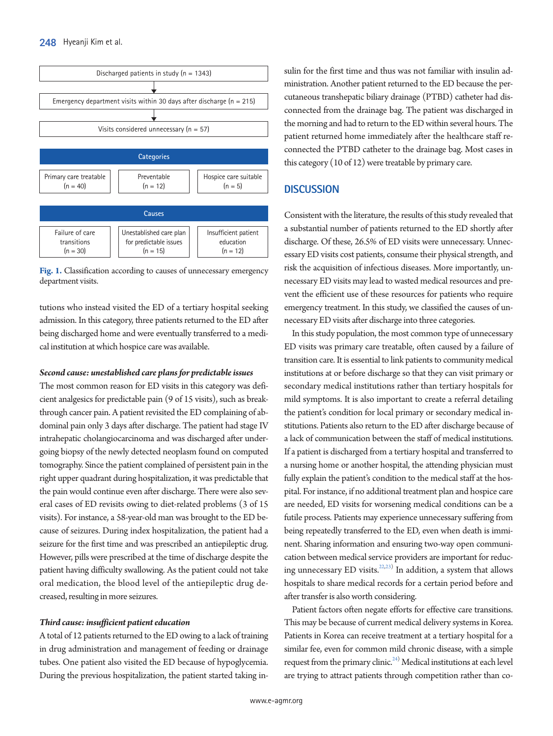Discharged patients in study (n = 1343)

↓

Emergency department visits within 30 days after discharge (n = 215)

↓

Visits considered unnecessary (n = 57)

**Categories**

| Primary care treatable (n = 40) | Preventable (n = 12) | Hospice care suitable (n = 5) |
|---|---|---|

**Causes**

| Failure of care transitions (n = 30) | Unestablished care plan for predictable issues (n = 15) | Insufficient patient education (n = 12) |
|---|---|---|

**Fig. 1.** Classification according to causes of unnecessary emergency department visits.

tutions who instead visited the ED of a tertiary hospital seeking admission. In this category, three patients returned to the ED after being discharged home and were eventually transferred to a medical institution at which hospice care was available.

#### *Second cause: unestablished care plans for predictable issues*

The most common reason for ED visits in this category was deficient analgesics for predictable pain (9 of 15 visits), such as breakthrough cancer pain. A patient revisited the ED complaining of abdominal pain only 3 days after discharge. The patient had stage IV intrahepatic cholangiocarcinoma and was discharged after undergoing biopsy of the newly detected neoplasm found on computed tomography. Since the patient complained of persistent pain in the right upper quadrant during hospitalization, it was predictable that the pain would continue even after discharge. There were also several cases of ED revisits owing to diet-related problems (3 of 15 visits). For instance, a 58-year-old man was brought to the ED because of seizures. During index hospitalization, the patient had a seizure for the first time and was prescribed an antiepileptic drug. However, pills were prescribed at the time of discharge despite the patient having difficulty swallowing. As the patient could not take oral medication, the blood level of the antiepileptic drug decreased, resulting in more seizures.

#### *Third cause: insufficient patient education*

A total of 12 patients returned to the ED owing to a lack of training in drug administration and management of feeding or drainage tubes. One patient also visited the ED because of hypoglycemia. During the previous hospitalization, the patient started taking insulin for the first time and thus was not familiar with insulin administration. Another patient returned to the ED because the percutaneous transhepatic biliary drainage (PTBD) catheter had disconnected from the drainage bag. The patient was discharged in the morning and had to return to the ED within several hours. The patient returned home immediately after the healthcare staff reconnected the PTBD catheter to the drainage bag. Most cases in this category (10 of 12) were treatable by primary care.

## DISCUSSION

Consistent with the literature, the results of this study revealed that a substantial number of patients returned to the ED shortly after discharge. Of these, 26.5% of ED visits were unnecessary. Unnecessary ED visits cost patients, consume their physical strength, and risk the acquisition of infectious diseases. More importantly, unnecessary ED visits may lead to wasted medical resources and prevent the efficient use of these resources for patients who require emergency treatment. In this study, we classified the causes of unnecessary ED visits after discharge into three categories.

In this study population, the most common type of unnecessary ED visits was primary care treatable, often caused by a failure of transition care. It is essential to link patients to community medical institutions at or before discharge so that they can visit primary or secondary medical institutions rather than tertiary hospitals for mild symptoms. It is also important to create a referral detailing the patient's condition for local primary or secondary medical institutions. Patients also return to the ED after discharge because of a lack of communication between the staff of medical institutions. If a patient is discharged from a tertiary hospital and transferred to a nursing home or another hospital, the attending physician must fully explain the patient's condition to the medical staff at the hospital. For instance, if no additional treatment plan and hospice care are needed, ED visits for worsening medical conditions can be a futile process. Patients may experience unnecessary suffering from being repeatedly transferred to the ED, even when death is imminent. Sharing information and ensuring two-way open communication between medical service providers are important for reducing unnecessary ED visits.[22,23] In addition, a system that allows hospitals to share medical records for a certain period before and after transfer is also worth considering.

Patient factors often negate efforts for effective care transitions. This may be because of current medical delivery systems in Korea. Patients in Korea can receive treatment at a tertiary hospital for a similar fee, even for common mild chronic disease, with a simple request from the primary clinic.[24] Medical institutions at each level are trying to attract patients through competition rather than co-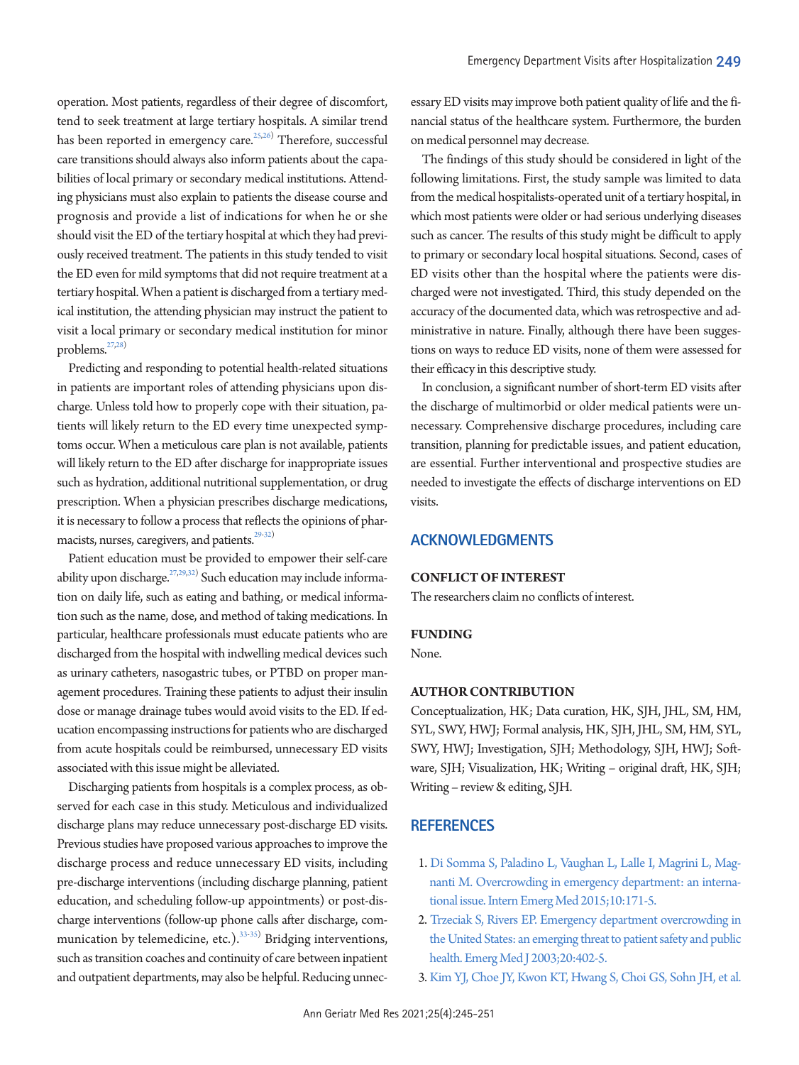operation. Most patients, regardless of their degree of discomfort, tend to seek treatment at large tertiary hospitals. A similar trend has been reported in emergency care.[25,26] Therefore, successful care transitions should always also inform patients about the capabilities of local primary or secondary medical institutions. Attending physicians must also explain to patients the disease course and prognosis and provide a list of indications for when he or she should visit the ED of the tertiary hospital at which they had previously received treatment. The patients in this study tended to visit the ED even for mild symptoms that did not require treatment at a tertiary hospital. When a patient is discharged from a tertiary medical institution, the attending physician may instruct the patient to visit a local primary or secondary medical institution for minor problems.[27,28]

Predicting and responding to potential health-related situations in patients are important roles of attending physicians upon discharge. Unless told how to properly cope with their situation, patients will likely return to the ED every time unexpected symptoms occur. When a meticulous care plan is not available, patients will likely return to the ED after discharge for inappropriate issues such as hydration, additional nutritional supplementation, or drug prescription. When a physician prescribes discharge medications, it is necessary to follow a process that reflects the opinions of pharmacists, nurses, caregivers, and patients.[29-32]

Patient education must be provided to empower their self-care ability upon discharge.[27,29,32] Such education may include information on daily life, such as eating and bathing, or medical information such as the name, dose, and method of taking medications. In particular, healthcare professionals must educate patients who are discharged from the hospital with indwelling medical devices such as urinary catheters, nasogastric tubes, or PTBD on proper management procedures. Training these patients to adjust their insulin dose or manage drainage tubes would avoid visits to the ED. If education encompassing instructions for patients who are discharged from acute hospitals could be reimbursed, unnecessary ED visits associated with this issue might be alleviated.

Discharging patients from hospitals is a complex process, as observed for each case in this study. Meticulous and individualized discharge plans may reduce unnecessary post-discharge ED visits. Previous studies have proposed various approaches to improve the discharge process and reduce unnecessary ED visits, including pre-discharge interventions (including discharge planning, patient education, and scheduling follow-up appointments) or post-discharge interventions (follow-up phone calls after discharge, communication by telemedicine, etc.).[33-35] Bridging interventions, such as transition coaches and continuity of care between inpatient and outpatient departments, may also be helpful. Reducing unnecessary ED visits may improve both patient quality of life and the financial status of the healthcare system. Furthermore, the burden on medical personnel may decrease.

The findings of this study should be considered in light of the following limitations. First, the study sample was limited to data from the medical hospitalists-operated unit of a tertiary hospital, in which most patients were older or had serious underlying diseases such as cancer. The results of this study might be difficult to apply to primary or secondary local hospital situations. Second, cases of ED visits other than the hospital where the patients were discharged were not investigated. Third, this study depended on the accuracy of the documented data, which was retrospective and administrative in nature. Finally, although there have been suggestions on ways to reduce ED visits, none of them were assessed for their efficacy in this descriptive study.

In conclusion, a significant number of short-term ED visits after the discharge of multimorbid or older medical patients were unnecessary. Comprehensive discharge procedures, including care transition, planning for predictable issues, and patient education, are essential. Further interventional and prospective studies are needed to investigate the effects of discharge interventions on ED visits.

## ACKNOWLEDGMENTS

### CONFLICT OF INTEREST

The researchers claim no conflicts of interest.

### FUNDING

None.

### AUTHOR CONTRIBUTION

Conceptualization, HK; Data curation, HK, SJH, JHL, SM, HM, SYL, SWY, HWJ; Formal analysis, HK, SJH, JHL, SM, HM, SYL, SWY, HWJ; Investigation, SJH; Methodology, SJH, HWJ; Software, SJH; Visualization, HK; Writing – original draft, HK, SJH; Writing – review & editing, SJH.

## REFERENCES

1. Di Somma S, Paladino L, Vaughan L, Lalle I, Magrini L, Magnanti M. Overcrowding in emergency department: an international issue. Intern Emerg Med 2015;10:171-5.
2. Trzeciak S, Rivers EP. Emergency department overcrowding in the United States: an emerging threat to patient safety and public health. Emerg Med J 2003;20:402-5.
3. Kim YJ, Choe JY, Kwon KT, Hwang S, Choi GS, Sohn JH, et al.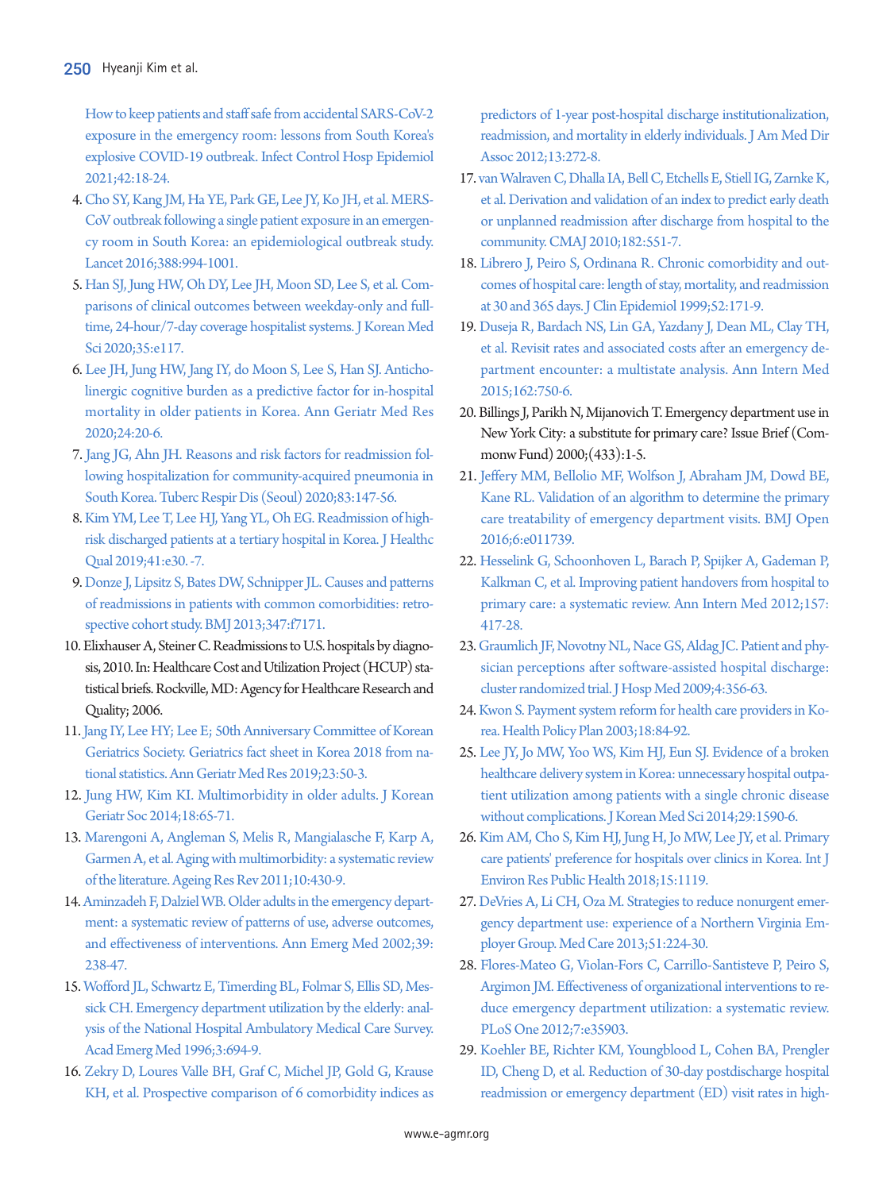How to keep patients and staff safe from accidental SARS-CoV-2 exposure in the emergency room: lessons from South Korea's explosive COVID-19 outbreak. Infect Control Hosp Epidemiol 2021;42:18-24.

4. Cho SY, Kang JM, Ha YE, Park GE, Lee JY, Ko JH, et al. MERS-CoV outbreak following a single patient exposure in an emergency room in South Korea: an epidemiological outbreak study. Lancet 2016;388:994-1001.
5. Han SJ, Jung HW, Oh DY, Lee JH, Moon SD, Lee S, et al. Comparisons of clinical outcomes between weekday-only and full-time, 24-hour/7-day coverage hospitalist systems. J Korean Med Sci 2020;35:e117.
6. Lee JH, Jung HW, Jang IY, do Moon S, Lee S, Han SJ. Anticholinergic cognitive burden as a predictive factor for in-hospital mortality in older patients in Korea. Ann Geriatr Med Res 2020;24:20-6.
7. Jang JG, Ahn JH. Reasons and risk factors for readmission following hospitalization for community-acquired pneumonia in South Korea. Tuberc Respir Dis (Seoul) 2020;83:147-56.
8. Kim YM, Lee T, Lee HJ, Yang YL, Oh EG. Readmission of high-risk discharged patients at a tertiary hospital in Korea. J Healthc Qual 2019;41:e30. -7.
9. Donze J, Lipsitz S, Bates DW, Schnipper JL. Causes and patterns of readmissions in patients with common comorbidities: retrospective cohort study. BMJ 2013;347:f7171.
10. Elixhauser A, Steiner C. Readmissions to U.S. hospitals by diagnosis, 2010. In: Healthcare Cost and Utilization Project (HCUP) statistical briefs. Rockville, MD: Agency for Healthcare Research and Quality; 2006.
11. Jang IY, Lee HY; Lee E; 50th Anniversary Committee of Korean Geriatrics Society. Geriatrics fact sheet in Korea 2018 from national statistics. Ann Geriatr Med Res 2019;23:50-3.
12. Jung HW, Kim KI. Multimorbidity in older adults. J Korean Geriatr Soc 2014;18:65-71.
13. Marengoni A, Angleman S, Melis R, Mangialasche F, Karp A, Garmen A, et al. Aging with multimorbidity: a systematic review of the literature. Ageing Res Rev 2011;10:430-9.
14. Aminzadeh F, Dalziel WB. Older adults in the emergency department: a systematic review of patterns of use, adverse outcomes, and effectiveness of interventions. Ann Emerg Med 2002;39:238-47.
15. Wofford JL, Schwartz E, Timerding BL, Folmar S, Ellis SD, Messick CH. Emergency department utilization by the elderly: analysis of the National Hospital Ambulatory Medical Care Survey. Acad Emerg Med 1996;3:694-9.
16. Zekry D, Loures Valle BH, Graf C, Michel JP, Gold G, Krause KH, et al. Prospective comparison of 6 comorbidity indices as predictors of 1-year post-hospital discharge institutionalization, readmission, and mortality in elderly individuals. J Am Med Dir Assoc 2012;13:272-8.
17. van Walraven C, Dhalla IA, Bell C, Etchells E, Stiell IG, Zarnke K, et al. Derivation and validation of an index to predict early death or unplanned readmission after discharge from hospital to the community. CMAJ 2010;182:551-7.
18. Librero J, Peiro S, Ordinana R. Chronic comorbidity and outcomes of hospital care: length of stay, mortality, and readmission at 30 and 365 days. J Clin Epidemiol 1999;52:171-9.
19. Duseja R, Bardach NS, Lin GA, Yazdany J, Dean ML, Clay TH, et al. Revisit rates and associated costs after an emergency department encounter: a multistate analysis. Ann Intern Med 2015;162:750-6.
20. Billings J, Parikh N, Mijanovich T. Emergency department use in New York City: a substitute for primary care? Issue Brief (Commonw Fund) 2000;(433):1-5.
21. Jeffery MM, Bellolio MF, Wolfson J, Abraham JM, Dowd BE, Kane RL. Validation of an algorithm to determine the primary care treatability of emergency department visits. BMJ Open 2016;6:e011739.
22. Hesselink G, Schoonhoven L, Barach P, Spijker A, Gademan P, Kalkman C, et al. Improving patient handovers from hospital to primary care: a systematic review. Ann Intern Med 2012;157:417-28.
23. Graumlich JF, Novotny NL, Nace GS, Aldag JC. Patient and physician perceptions after software-assisted hospital discharge: cluster randomized trial. J Hosp Med 2009;4:356-63.
24. Kwon S. Payment system reform for health care providers in Korea. Health Policy Plan 2003;18:84-92.
25. Lee JY, Jo MW, Yoo WS, Kim HJ, Eun SJ. Evidence of a broken healthcare delivery system in Korea: unnecessary hospital outpatient utilization among patients with a single chronic disease without complications. J Korean Med Sci 2014;29:1590-6.
26. Kim AM, Cho S, Kim HJ, Jung H, Jo MW, Lee JY, et al. Primary care patients' preference for hospitals over clinics in Korea. Int J Environ Res Public Health 2018;15:1119.
27. DeVries A, Li CH, Oza M. Strategies to reduce nonurgent emergency department use: experience of a Northern Virginia Employer Group. Med Care 2013;51:224-30.
28. Flores-Mateo G, Violan-Fors C, Carrillo-Santisteve P, Peiro S, Argimon JM. Effectiveness of organizational interventions to reduce emergency department utilization: a systematic review. PLoS One 2012;7:e35903.
29. Koehler BE, Richter KM, Youngblood L, Cohen BA, Prengler ID, Cheng D, et al. Reduction of 30-day postdischarge hospital readmission or emergency department (ED) visit rates in high-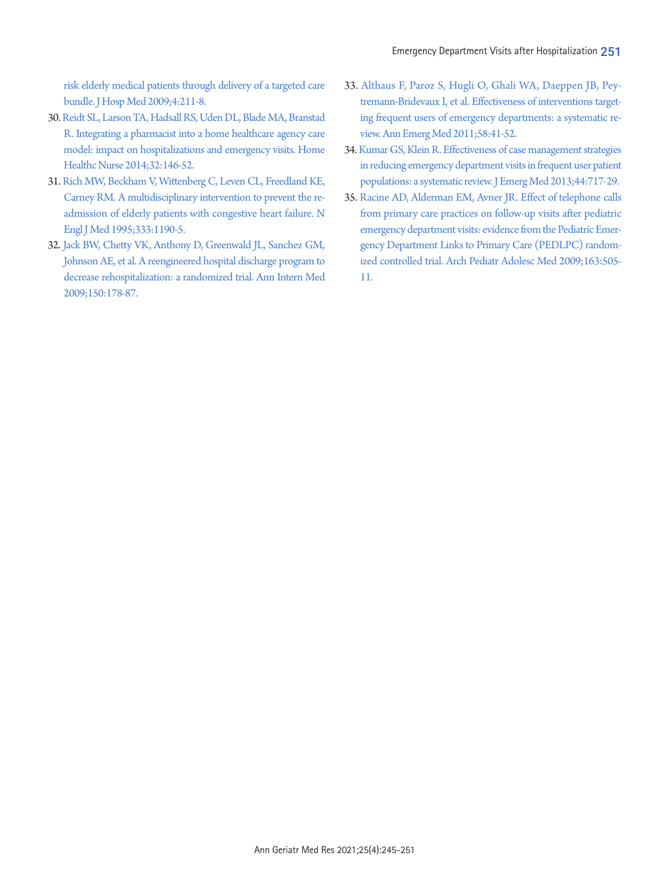risk elderly medical patients through delivery of a targeted care bundle. J Hosp Med 2009;4:211-8.

30. Reidt SL, Larson TA, Hadsall RS, Uden DL, Blade MA, Branstad R. Integrating a pharmacist into a home healthcare agency care model: impact on hospitalizations and emergency visits. Home Healthc Nurse 2014;32:146-52.
31. Rich MW, Beckham V, Wittenberg C, Leven CL, Freedland KE, Carney RM. A multidisciplinary intervention to prevent the readmission of elderly patients with congestive heart failure. N Engl J Med 1995;333:1190-5.
32. Jack BW, Chetty VK, Anthony D, Greenwald JL, Sanchez GM, Johnson AE, et al. A reengineered hospital discharge program to decrease rehospitalization: a randomized trial. Ann Intern Med 2009;150:178-87.
33. Althaus F, Paroz S, Hugli O, Ghali WA, Daeppen JB, Peytremann-Bridevaux I, et al. Effectiveness of interventions targeting frequent users of emergency departments: a systematic review. Ann Emerg Med 2011;58:41-52.
34. Kumar GS, Klein R. Effectiveness of case management strategies in reducing emergency department visits in frequent user patient populations: a systematic review. J Emerg Med 2013;44:717-29.
35. Racine AD, Alderman EM, Avner JR. Effect of telephone calls from primary care practices on follow-up visits after pediatric emergency department visits: evidence from the Pediatric Emergency Department Links to Primary Care (PEDLPC) randomized controlled trial. Arch Pediatr Adolesc Med 2009;163:505-11.